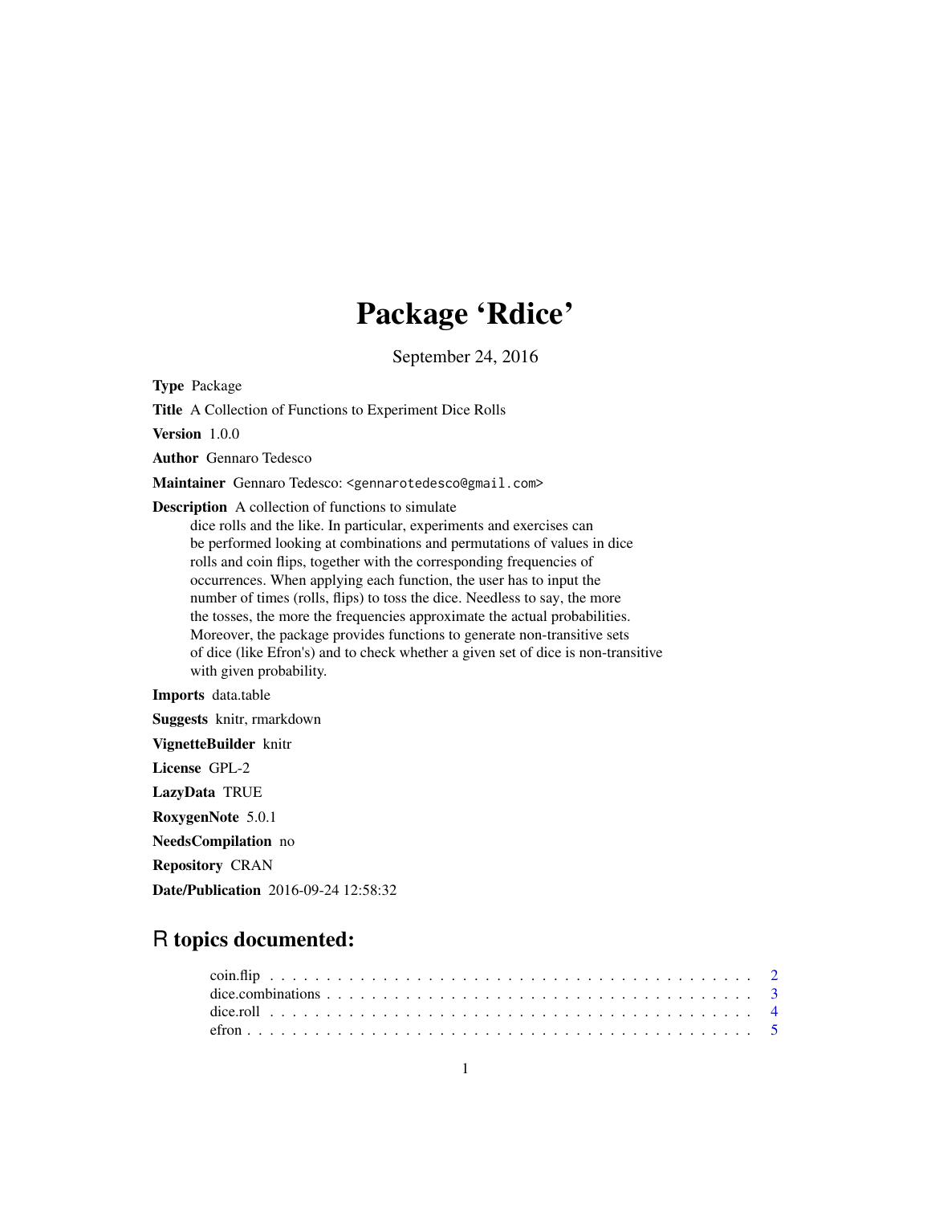# Package 'Rdice'

September 24, 2016

**Type** Package

**Title** A Collection of Functions to Experiment Dice Rolls

**Version** 1.0.0

**Author** Gennaro Tedesco

**Maintainer** Gennaro Tedesco: <gennarotedesco@gmail.com>

**Description** A collection of functions to simulate dice rolls and the like. In particular, experiments and exercises can be performed looking at combinations and permutations of values in dice rolls and coin flips, together with the corresponding frequencies of occurrences. When applying each function, the user has to input the number of times (rolls, flips) to toss the dice. Needless to say, the more the tosses, the more the frequencies approximate the actual probabilities. Moreover, the package provides functions to generate non-transitive sets of dice (like Efron's) and to check whether a given set of dice is non-transitive with given probability.

**Imports** data.table

**Suggests** knitr, rmarkdown

**VignetteBuilder** knitr

**License** GPL-2

**LazyData** TRUE

**RoxygenNote** 5.0.1

**NeedsCompilation** no

**Repository** CRAN

**Date/Publication** 2016-09-24 12:58:32

## R topics documented:

coin.flip . . . . . . . . . . . . . . . . . . . . . . . . . . . . . . . . . . . . . . . . . . 2
dice.combinations . . . . . . . . . . . . . . . . . . . . . . . . . . . . . . . . . . . . . 3
dice.roll . . . . . . . . . . . . . . . . . . . . . . . . . . . . . . . . . . . . . . . . . . 4
efron . . . . . . . . . . . . . . . . . . . . . . . . . . . . . . . . . . . . . . . . . . . . 5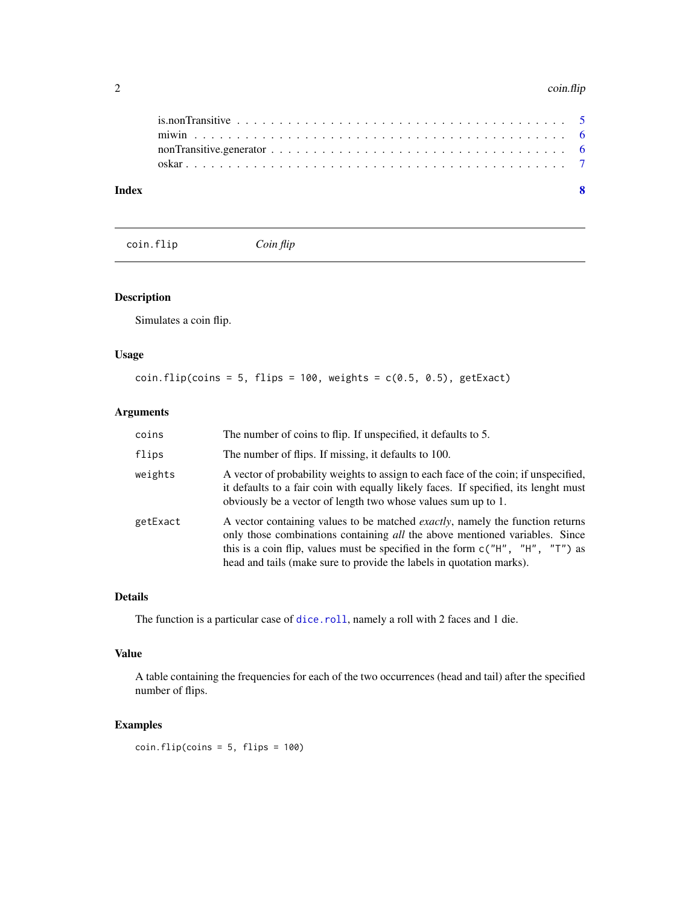is.nonTransitive . . . . . . . . . . . . . . . . . . . . . . . . . . . . . . . . . . . . 5
miwin . . . . . . . . . . . . . . . . . . . . . . . . . . . . . . . . . . . . . . . . . 6
nonTransitive.generator . . . . . . . . . . . . . . . . . . . . . . . . . . . . . . . . 6
oskar . . . . . . . . . . . . . . . . . . . . . . . . . . . . . . . . . . . . . . . . . 7

**Index** **8**

---

## `coin.flip` *Coin flip*

---

### Description

Simulates a coin flip.

### Usage

```
coin.flip(coins = 5, flips = 100, weights = c(0.5, 0.5), getExact)
```

### Arguments

| | |
|---|---|
| `coins` | The number of coins to flip. If unspecified, it defaults to 5. |
| `flips` | The number of flips. If missing, it defaults to 100. |
| `weights` | A vector of probability weights to assign to each face of the coin; if unspecified, it defaults to a fair coin with equally likely faces. If specified, its lenght must obviously be a vector of length two whose values sum up to 1. |
| `getExact` | A vector containing values to be matched *exactly*, namely the function returns only those combinations containing *all* the above mentioned variables. Since this is a coin flip, values must be specified in the form `c("H", "H", "T")` as head and tails (make sure to provide the labels in quotation marks). |

### Details

The function is a particular case of `dice.roll`, namely a roll with 2 faces and 1 die.

### Value

A table containing the frequencies for each of the two occurrences (head and tail) after the specified number of flips.

### Examples

```
coin.flip(coins = 5, flips = 100)
```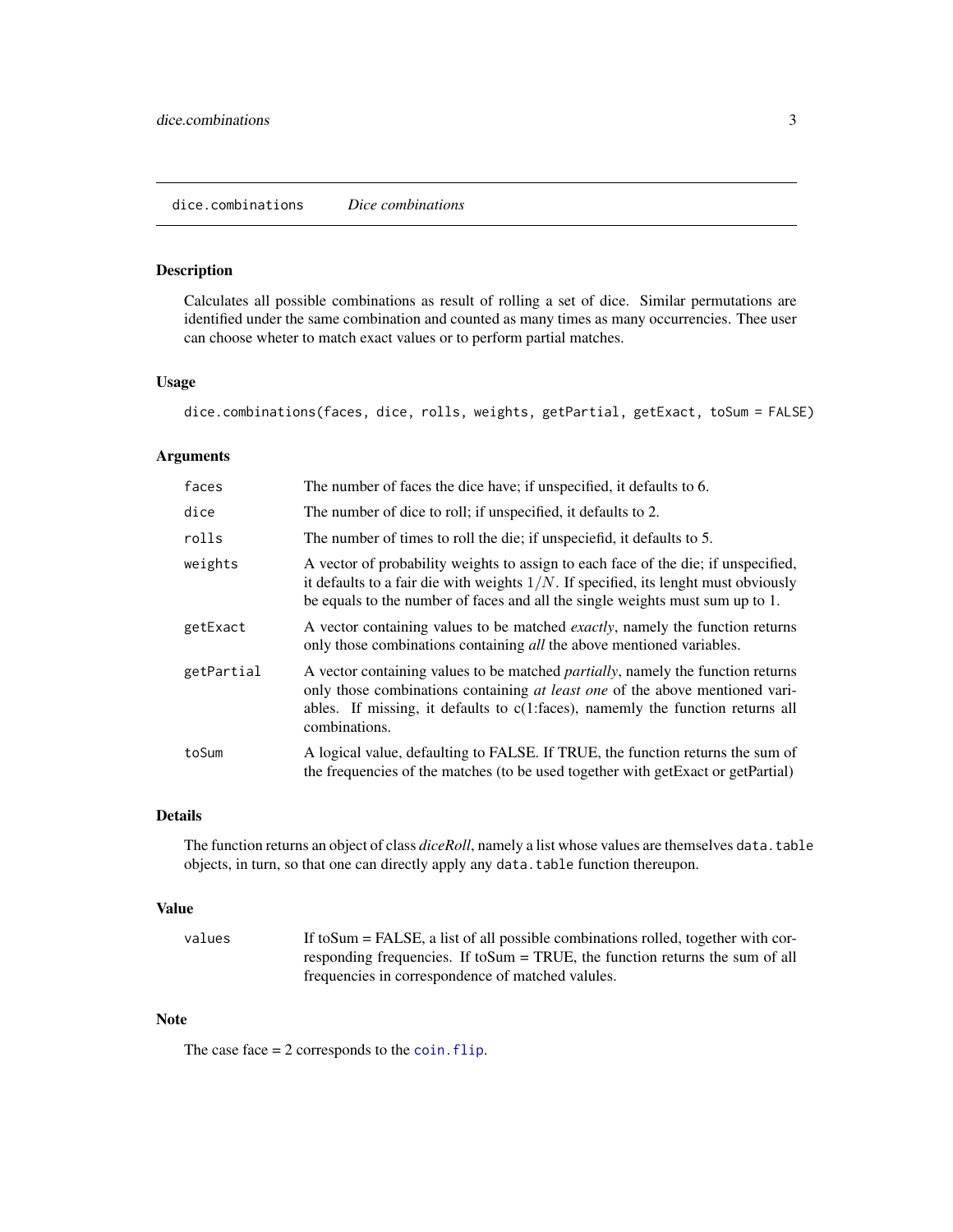## dice.combinations *Dice combinations*

### Description

Calculates all possible combinations as result of rolling a set of dice. Similar permutations are identified under the same combination and counted as many times as many occurrencies. Thee user can choose wheter to match exact values or to perform partial matches.

### Usage

```
dice.combinations(faces, dice, rolls, weights, getPartial, getExact, toSum = FALSE)
```

### Arguments

| | |
|---|---|
| `faces` | The number of faces the dice have; if unspecified, it defaults to 6. |
| `dice` | The number of dice to roll; if unspecified, it defaults to 2. |
| `rolls` | The number of times to roll the die; if unspeciefid, it defaults to 5. |
| `weights` | A vector of probability weights to assign to each face of the die; if unspecified, it defaults to a fair die with weights $1/N$. If specified, its lenght must obviously be equals to the number of faces and all the single weights must sum up to 1. |
| `getExact` | A vector containing values to be matched *exactly*, namely the function returns only those combinations containing *all* the above mentioned variables. |
| `getPartial` | A vector containing values to be matched *partially*, namely the function returns only those combinations containing *at least one* of the above mentioned variables. If missing, it defaults to c(1:faces), namemly the function returns all combinations. |
| `toSum` | A logical value, defaulting to FALSE. If TRUE, the function returns the sum of the frequencies of the matches (to be used together with getExact or getPartial) |

### Details

The function returns an object of class *diceRoll*, namely a list whose values are themselves `data.table` objects, in turn, so that one can directly apply any `data.table` function thereupon.

### Value

| | |
|---|---|
| `values` | If toSum = FALSE, a list of all possible combinations rolled, together with corresponding frequencies. If toSum = TRUE, the function returns the sum of all frequencies in correspondence of matched valules. |

### Note

The case face = 2 corresponds to the `coin.flip`.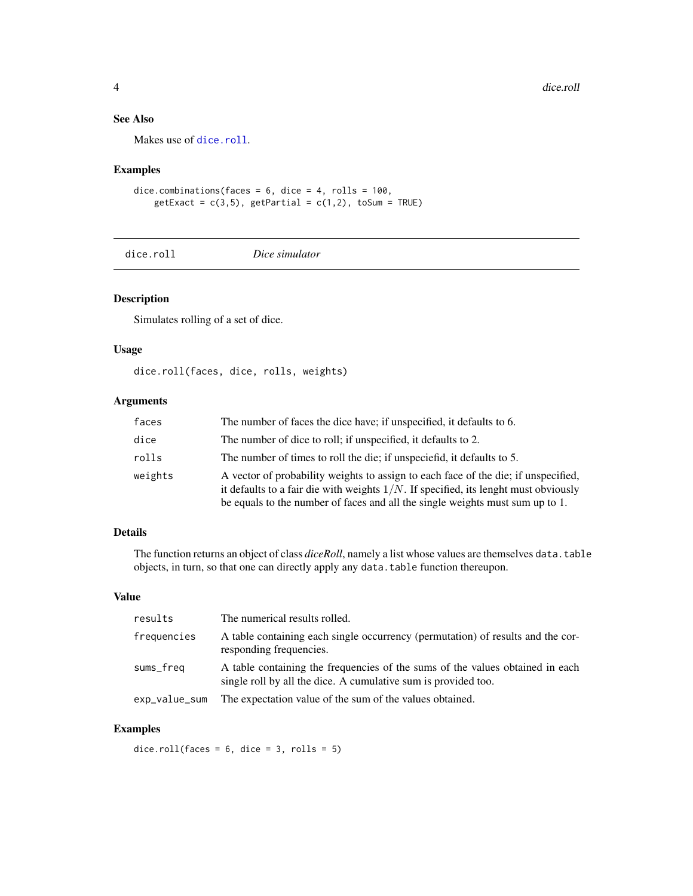### See Also

Makes use of `dice.roll`.

### Examples

```
dice.combinations(faces = 6, dice = 4, rolls = 100,
    getExact = c(3,5), getPartial = c(1,2), toSum = TRUE)
```

---

## dice.roll — *Dice simulator*

---

### Description

Simulates rolling of a set of dice.

### Usage

```
dice.roll(faces, dice, rolls, weights)
```

### Arguments

| | |
|---|---|
| `faces` | The number of faces the dice have; if unspecified, it defaults to 6. |
| `dice` | The number of dice to roll; if unspecified, it defaults to 2. |
| `rolls` | The number of times to roll the die; if unspeciefid, it defaults to 5. |
| `weights` | A vector of probability weights to assign to each face of the die; if unspecified, it defaults to a fair die with weights $1/N$. If specified, its lenght must obviously be equals to the number of faces and all the single weights must sum up to 1. |

### Details

The function returns an object of class *diceRoll*, namely a list whose values are themselves `data.table` objects, in turn, so that one can directly apply any `data.table` function thereupon.

### Value

| | |
|---|---|
| `results` | The numerical results rolled. |
| `frequencies` | A table containing each single occurrency (permutation) of results and the corresponding frequencies. |
| `sums_freq` | A table containing the frequencies of the sums of the values obtained in each single roll by all the dice. A cumulative sum is provided too. |
| `exp_value_sum` | The expectation value of the sum of the values obtained. |

### Examples

```
dice.roll(faces = 6, dice = 3, rolls = 5)
```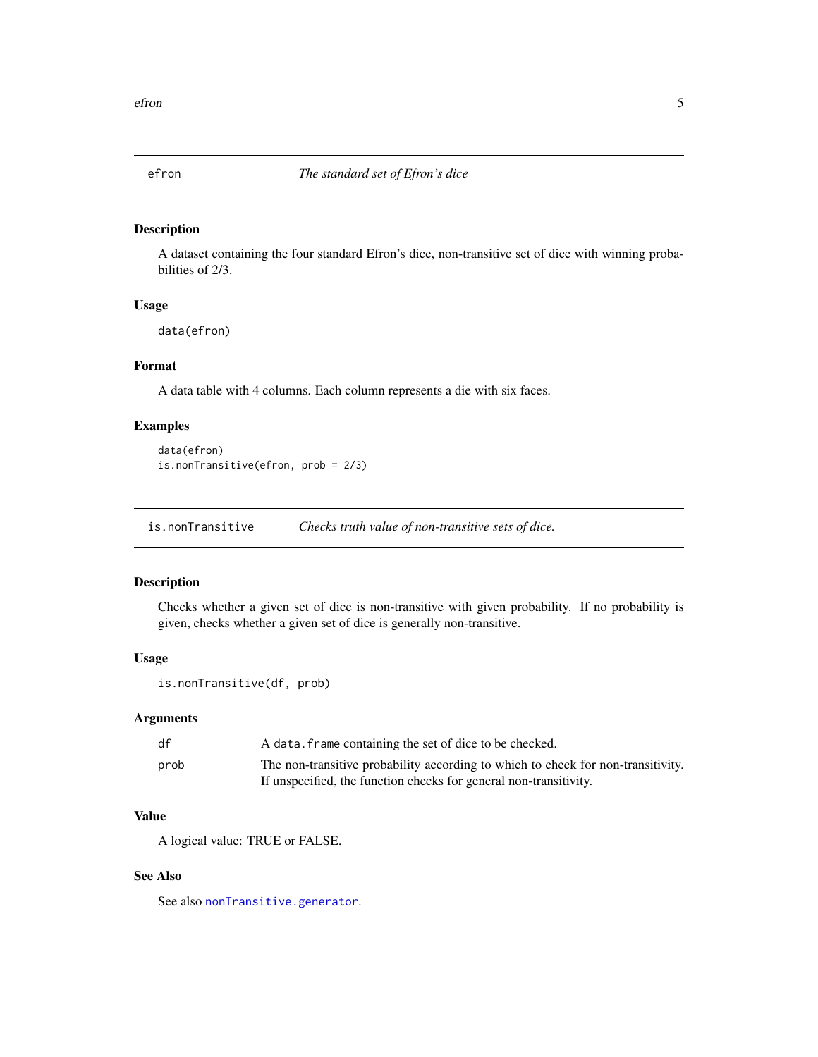## efron — *The standard set of Efron's dice*

### Description

A dataset containing the four standard Efron's dice, non-transitive set of dice with winning probabilities of 2/3.

### Usage

```
data(efron)
```

### Format

A data table with 4 columns. Each column represents a die with six faces.

### Examples

```
data(efron)
is.nonTransitive(efron, prob = 2/3)
```

## is.nonTransitive — *Checks truth value of non-transitive sets of dice.*

### Description

Checks whether a given set of dice is non-transitive with given probability. If no probability is given, checks whether a given set of dice is generally non-transitive.

### Usage

```
is.nonTransitive(df, prob)
```

### Arguments

| | |
|---|---|
| df | A `data.frame` containing the set of dice to be checked. |
| prob | The non-transitive probability according to which to check for non-transitivity. If unspecified, the function checks for general non-transitivity. |

### Value

A logical value: TRUE or FALSE.

### See Also

See also `nonTransitive.generator`.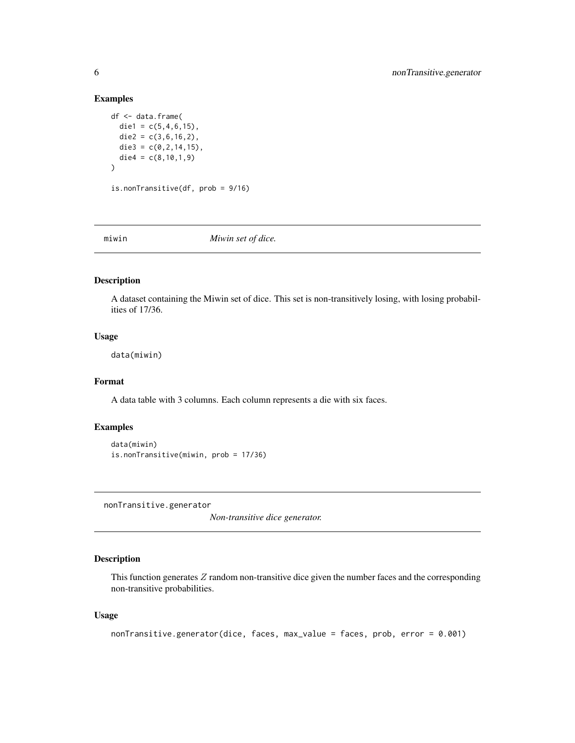### Examples

```
df <- data.frame(
  die1 = c(5,4,6,15),
  die2 = c(3,6,16,2),
  die3 = c(0,2,14,15),
  die4 = c(8,10,1,9)
)

is.nonTransitive(df, prob = 9/16)
```

---

## miwin *Miwin set of dice.*

---

### Description

A dataset containing the Miwin set of dice. This set is non-transitively losing, with losing probabilities of 17/36.

### Usage

```
data(miwin)
```

### Format

A data table with 3 columns. Each column represents a die with six faces.

### Examples

```
data(miwin)
is.nonTransitive(miwin, prob = 17/36)
```

---

## nonTransitive.generator *Non-transitive dice generator.*

---

### Description

This function generates $Z$ random non-transitive dice given the number faces and the corresponding non-transitive probabilities.

### Usage

```
nonTransitive.generator(dice, faces, max_value = faces, prob, error = 0.001)
```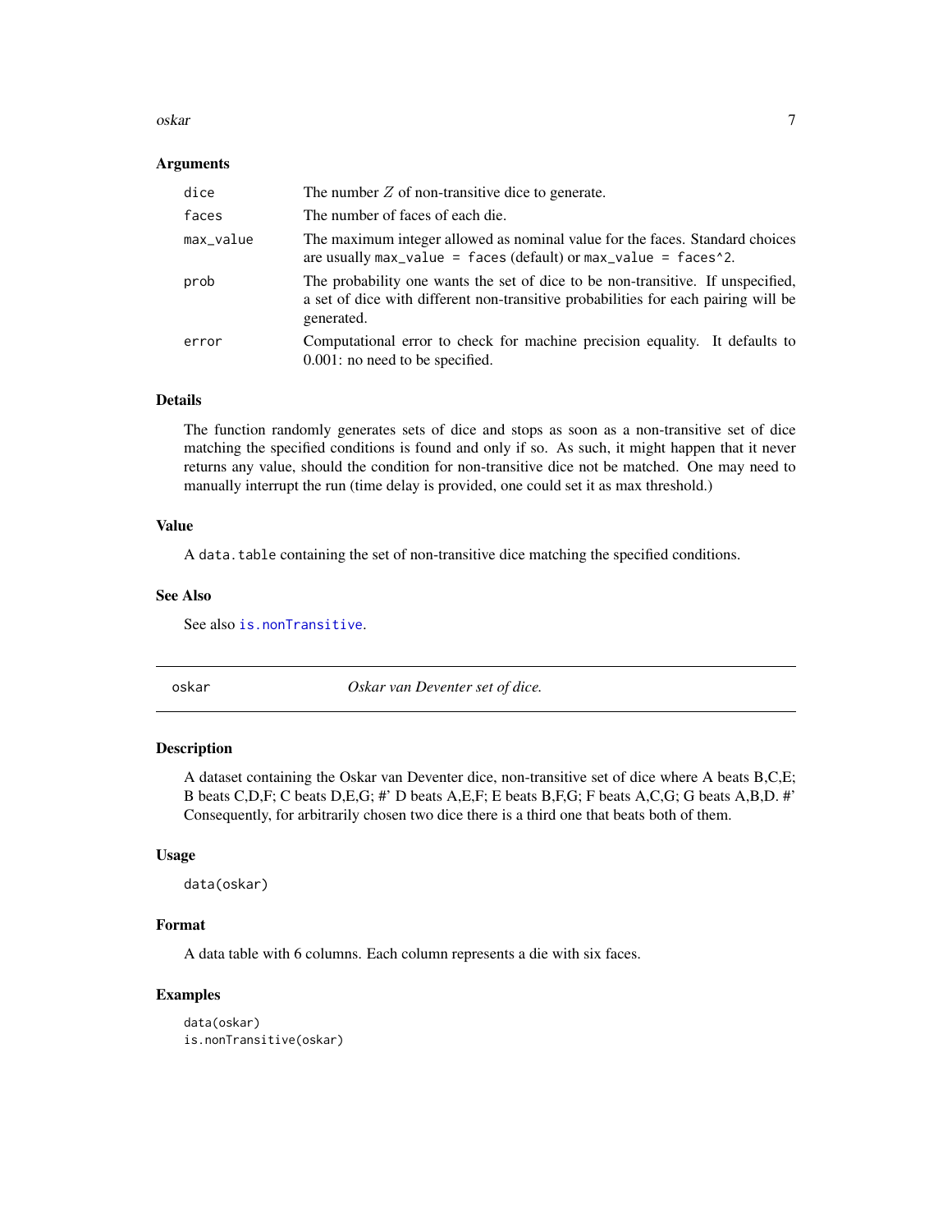### Arguments

| | |
|---|---|
| dice | The number $Z$ of non-transitive dice to generate. |
| faces | The number of faces of each die. |
| max_value | The maximum integer allowed as nominal value for the faces. Standard choices are usually `max_value = faces` (default) or `max_value = faces^2`. |
| prob | The probability one wants the set of dice to be non-transitive. If unspecified, a set of dice with different non-transitive probabilities for each pairing will be generated. |
| error | Computational error to check for machine precision equality. It defaults to 0.001: no need to be specified. |

### Details

The function randomly generates sets of dice and stops as soon as a non-transitive set of dice matching the specified conditions is found and only if so. As such, it might happen that it never returns any value, should the condition for non-transitive dice not be matched. One may need to manually interrupt the run (time delay is provided, one could set it as max threshold.)

### Value

A `data.table` containing the set of non-transitive dice matching the specified conditions.

### See Also

See also `is.nonTransitive`.

---

## oskar — *Oskar van Deventer set of dice.*

### Description

A dataset containing the Oskar van Deventer dice, non-transitive set of dice where A beats B,C,E; B beats C,D,F; C beats D,E,G; #' D beats A,E,F; E beats B,F,G; F beats A,C,G; G beats A,B,D. #' Consequently, for arbitrarily chosen two dice there is a third one that beats both of them.

### Usage

```
data(oskar)
```

### Format

A data table with 6 columns. Each column represents a die with six faces.

### Examples

```
data(oskar)
is.nonTransitive(oskar)
```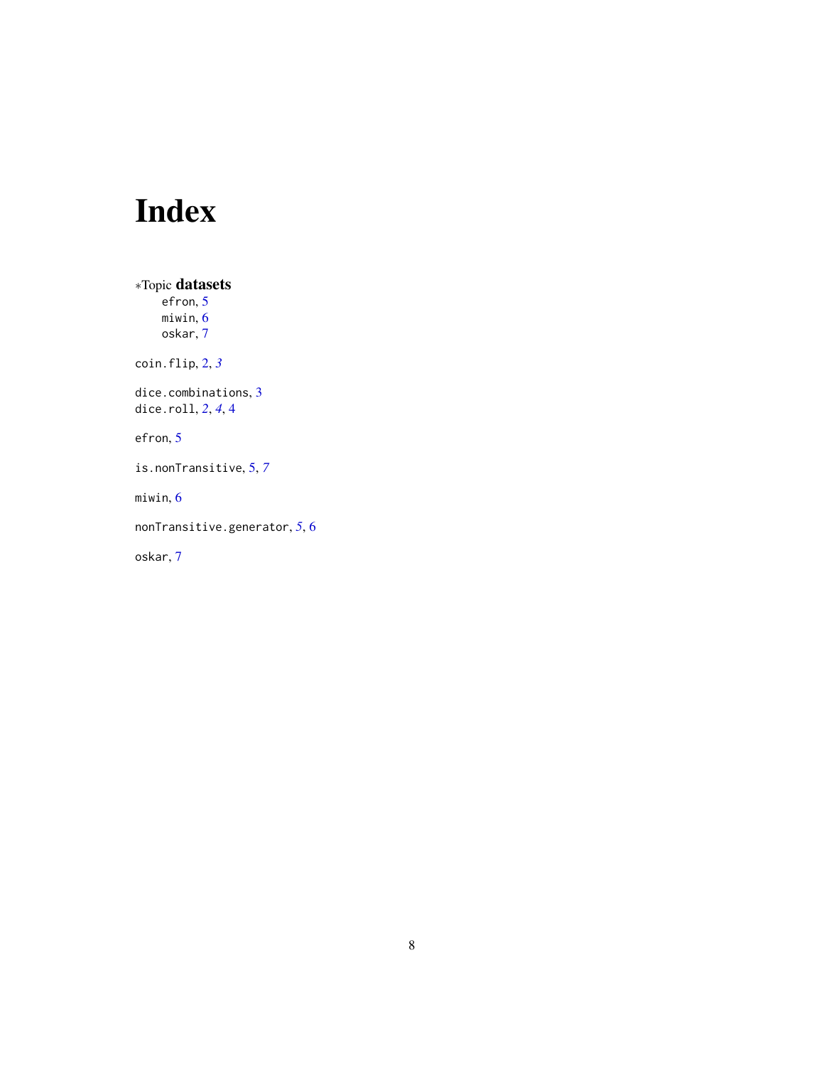# Index

*Topic **datasets**
  efron, 5
  miwin, 6
  oskar, 7

coin.flip, 2, *3*

dice.combinations, 3
dice.roll, *2*, *4*, 4

efron, 5

is.nonTransitive, 5, *7*

miwin, 6

nonTransitive.generator, *5*, 6

oskar, 7